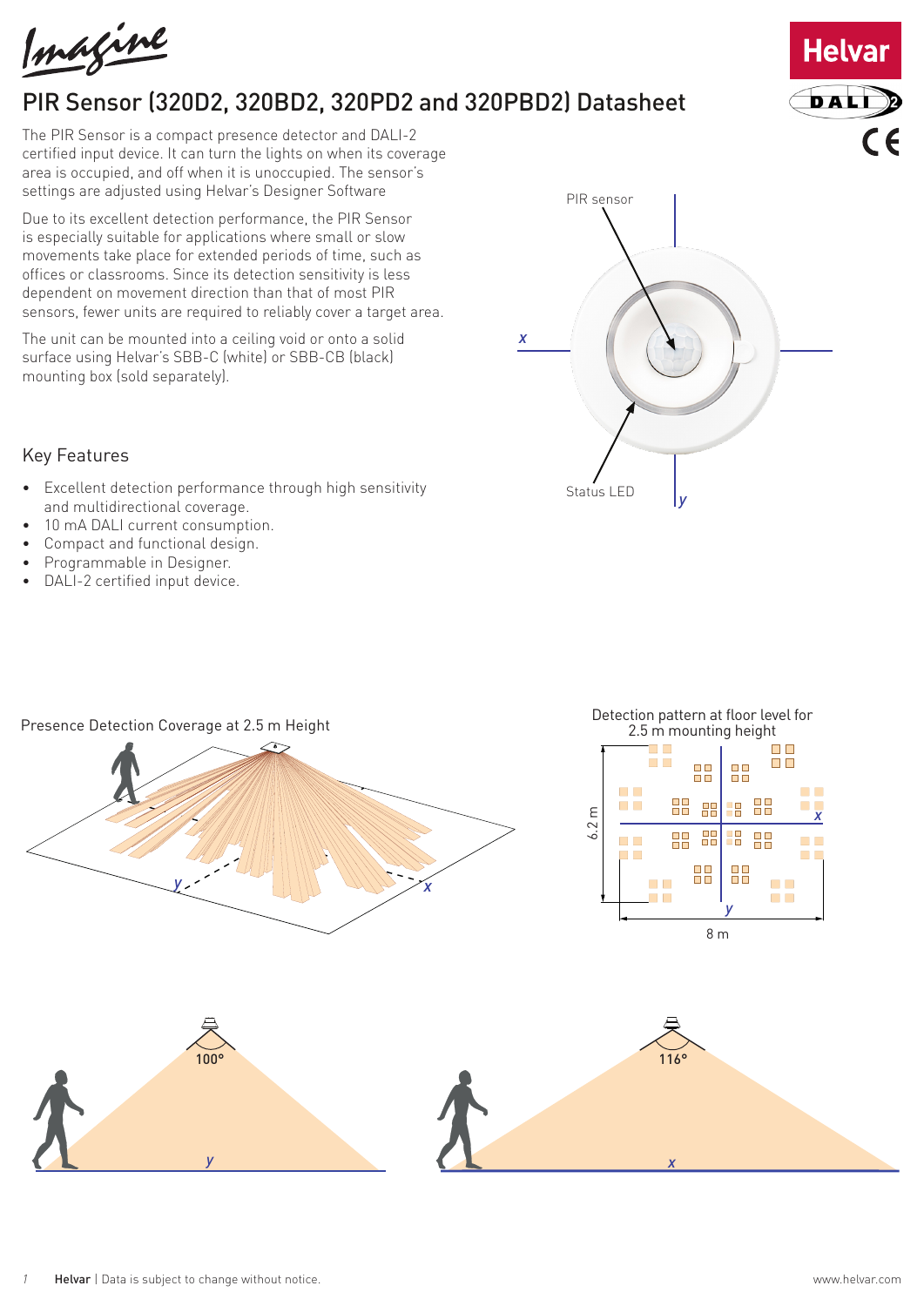# PIR Sensor (320D2, 320BD2, 320PD2 and 320PBD2) Datasheet

The PIR Sensor is a compact presence detector and DALI-2 certified input device. It can turn the lights on when its coverage area is occupied, and off when it is unoccupied. The sensor's settings are adjusted using Helvar's Designer Software

Due to its excellent detection performance, the PIR Sensor is especially suitable for applications where small or slow movements take place for extended periods of time, such as offices or classrooms. Since its detection sensitivity is less dependent on movement direction than that of most PIR sensors, fewer units are required to reliably cover a target area.

The unit can be mounted into a ceiling void or onto a solid surface using Helvar's SBB-C (white) or SBB-CB (black) mounting box (sold separately).

PIR sensor

Status LED

## Key Features

- Excellent detection performance through high sensitivity and multidirectional coverage.
- 10 mA DALI current consumption.
- Compact and functional design.
- Programmable in Designer.
- DALI-2 certified input device.

Presence Detection Coverage at 2.5 m Height

Detection pattern at floor level for 2.5 m mounting height

6.2 m

8 m

100°

116°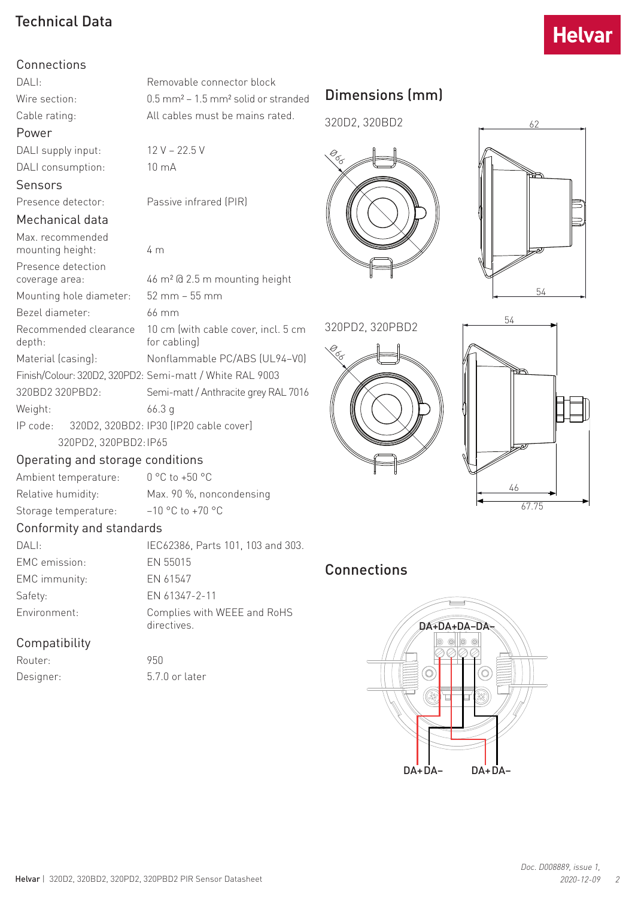# Technical Data

## Connections

| | |
|---|---|
| DALI: | Removable connector block |
| Wire section: | 0.5 mm² – 1.5 mm² solid or stranded |
| Cable rating: | All cables must be mains rated. |

## Power

| | |
|---|---|
| DALI supply input: | 12 V – 22.5 V |
| DALI consumption: | 10 mA |

## Sensors

| | |
|---|---|
| Presence detector: | Passive infrared (PIR) |

## Mechanical data

| | |
|---|---|
| Max. recommended mounting height: | 4 m |
| Presence detection coverage area: | 46 m² @ 2.5 m mounting height |
| Mounting hole diameter: | 52 mm – 55 mm |
| Bezel diameter: | 66 mm |
| Recommended clearance depth: | 10 cm (with cable cover, incl. 5 cm for cabling) |
| Material (casing): | Nonflammable PC/ABS (UL94–V0) |
| Finish/Colour: 320D2, 320PD2: | Semi-matt / White RAL 9003 |
| 320BD2 320PBD2: | Semi-matt / Anthracite grey RAL 7016 |
| Weight: | 66.3 g |
| IP code: 320D2, 320BD2: | IP30 (IP20 cable cover) |
| 320PD2, 320PBD2: | IP65 |

## Operating and storage conditions

| | |
|---|---|
| Ambient temperature: | 0 °C to +50 °C |
| Relative humidity: | Max. 90 %, noncondensing |
| Storage temperature: | –10 °C to +70 °C |

## Conformity and standards

| | |
|---|---|
| DALI: | IEC62386, Parts 101, 103 and 303. |
| EMC emission: | EN 55015 |
| EMC immunity: | EN 61547 |
| Safety: | EN 61347-2-11 |
| Environment: | Complies with WEEE and RoHS directives. |

## Compatibility

| | |
|---|---|
| Router: | 950 |
| Designer: | 5.7.0 or later |

## Dimensions (mm)

320D2, 320BD2

Ø66

62

54

320PD2, 320PBD2

Ø66

54

46

67.75

## Connections

DA+ DA+ DA– DA–

DA+ DA–

DA+ DA–